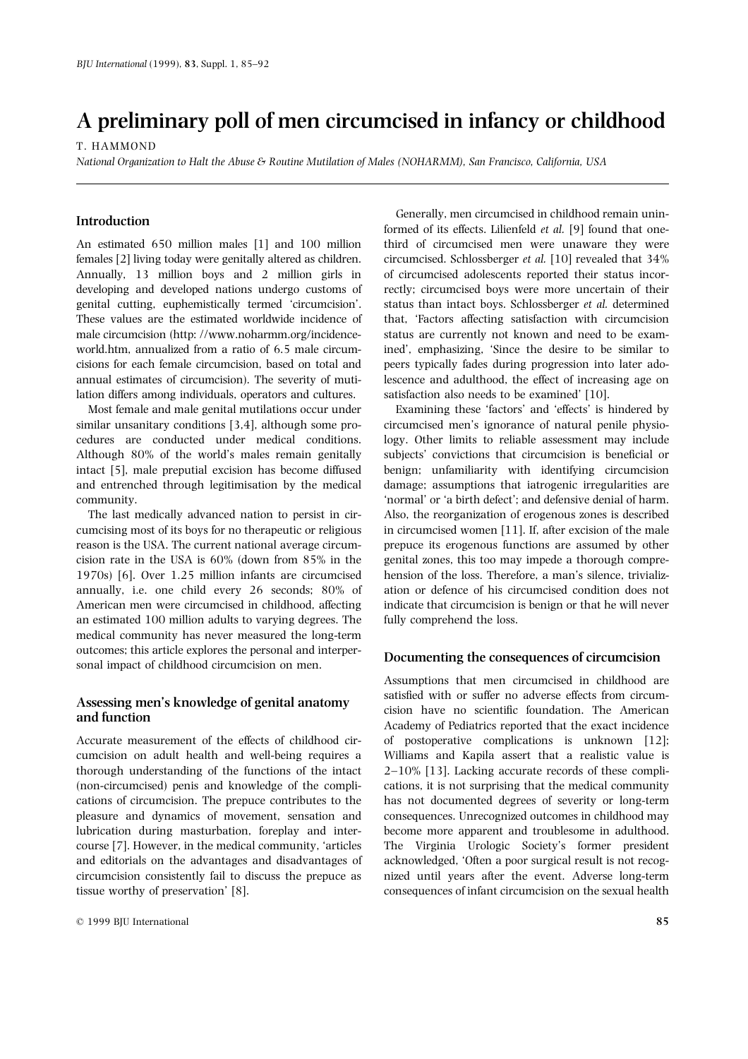# A preliminary poll of men circumcised in infancy or childhood

T. HAMMOND

*National Organization to Halt the Abuse & Routine Mutilation of Males (NOHARMM), San Francisco, California, USA*

## Introduction

An estimated 650 million males [1] and 100 million females [2] living today were genitally altered as children. Annually, 13 million boys and 2 million girls in developing and developed nations undergo customs of genital cutting, euphemistically termed 'circumcision'. These values are the estimated worldwide incidence of male circumcision (http: //www.noharmm.org/incidenceworld.htm, annualized from a ratio of 6.5 male circumcisions for each female circumcision, based on total and annual estimates of circumcision). The severity of mutilation differs among individuals, operators and cultures.

Most female and male genital mutilations occur under similar unsanitary conditions [3,4], although some procedures are conducted under medical conditions. Although 80% of the world's males remain genitally intact [5], male preputial excision has become diffused and entrenched through legitimisation by the medical community.

The last medically advanced nation to persist in circumcising most of its boys for no therapeutic or religious reason is the USA. The current national average circumcision rate in the USA is 60% (down from 85% in the 1970s) [6]. Over 1.25 million infants are circumcised annually, i.e. one child every 26 seconds; 80% of American men were circumcised in childhood, affecting an estimated 100 million adults to varying degrees. The medical community has never measured the long-term outcomes; this article explores the personal and interpersonal impact of childhood circumcision on men.

## Assessing men's knowledge of genital anatomy and function

Accurate measurement of the effects of childhood circumcision on adult health and well-being requires a thorough understanding of the functions of the intact (non-circumcised) penis and knowledge of the complications of circumcision. The prepuce contributes to the pleasure and dynamics of movement, sensation and lubrication during masturbation, foreplay and intercourse [7]. However, in the medical community, 'articles and editorials on the advantages and disadvantages of circumcision consistently fail to discuss the prepuce as tissue worthy of preservation' [8].

Generally, men circumcised in childhood remain uninformed of its effects. Lilienfeld *et al.* [9] found that one-third of circumcised men were unaware they were circumcised. Schlossberger *et al.* [10] revealed that 34% of circumcised adolescents reported their status incorrectly; circumcised boys were more uncertain of their status than intact boys. Schlossberger *et al.* determined that, 'Factors affecting satisfaction with circumcision status are currently not known and need to be examined', emphasizing, 'Since the desire to be similar to peers typically fades during progression into later adolescence and adulthood, the effect of increasing age on satisfaction also needs to be examined' [10].

Examining these 'factors' and 'effects' is hindered by circumcised men's ignorance of natural penile physiology. Other limits to reliable assessment may include subjects' convictions that circumcision is beneficial or benign; unfamiliarity with identifying circumcision damage; assumptions that iatrogenic irregularities are 'normal' or 'a birth defect'; and defensive denial of harm. Also, the reorganization of erogenous zones is described in circumcised women [11]. If, after excision of the male prepuce its erogenous functions are assumed by other genital zones, this too may impede a thorough comprehension of the loss. Therefore, a man's silence, trivialization or defence of his circumcised condition does not indicate that circumcision is benign or that he will never fully comprehend the loss.

## Documenting the consequences of circumcision

Assumptions that men circumcised in childhood are satisfied with or suffer no adverse effects from circumcision have no scientific foundation. The American Academy of Pediatrics reported that the exact incidence of postoperative complications is unknown [12]; Williams and Kapila assert that a realistic value is 2–10% [13]. Lacking accurate records of these complications, it is not surprising that the medical community has not documented degrees of severity or long-term consequences. Unrecognized outcomes in childhood may become more apparent and troublesome in adulthood. The Virginia Urologic Society's former president acknowledged, 'Often a poor surgical result is not recognized until years after the event. Adverse long-term consequences of infant circumcision on the sexual health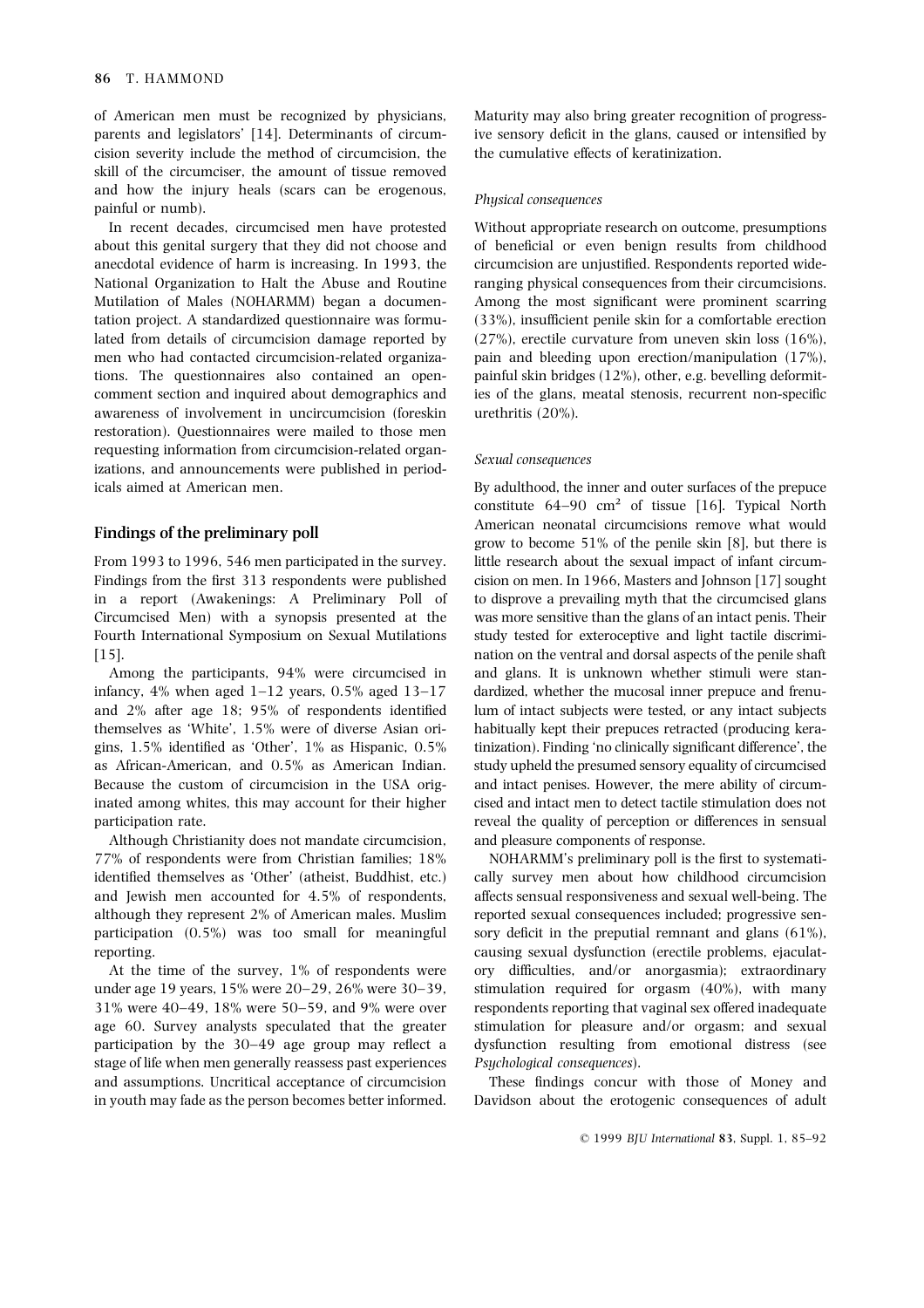of American men must be recognized by physicians, parents and legislators' [14]. Determinants of circumcision severity include the method of circumcision, the skill of the circumciser, the amount of tissue removed and how the injury heals (scars can be erogenous, painful or numb).

In recent decades, circumcised men have protested about this genital surgery that they did not choose and anecdotal evidence of harm is increasing. In 1993, the National Organization to Halt the Abuse and Routine Mutilation of Males (NOHARMM) began a documentation project. A standardized questionnaire was formulated from details of circumcision damage reported by men who had contacted circumcision-related organizations. The questionnaires also contained an open-comment section and inquired about demographics and awareness of involvement in uncircumcision (foreskin restoration). Questionnaires were mailed to those men requesting information from circumcision-related organizations, and announcements were published in periodicals aimed at American men.

## Findings of the preliminary poll

From 1993 to 1996, 546 men participated in the survey. Findings from the first 313 respondents were published in a report (Awakenings: A Preliminary Poll of Circumcised Men) with a synopsis presented at the Fourth International Symposium on Sexual Mutilations [15].

Among the participants, 94% were circumcised in infancy, 4% when aged 1–12 years, 0.5% aged 13–17 and 2% after age 18; 95% of respondents identified themselves as 'White', 1.5% were of diverse Asian origins, 1.5% identified as 'Other', 1% as Hispanic, 0.5% as African-American, and 0.5% as American Indian. Because the custom of circumcision in the USA originated among whites, this may account for their higher participation rate.

Although Christianity does not mandate circumcision, 77% of respondents were from Christian families; 18% identified themselves as 'Other' (atheist, Buddhist, etc.) and Jewish men accounted for 4.5% of respondents, although they represent 2% of American males. Muslim participation (0.5%) was too small for meaningful reporting.

At the time of the survey, 1% of respondents were under age 19 years, 15% were 20–29, 26% were 30–39, 31% were 40–49, 18% were 50–59, and 9% were over age 60. Survey analysts speculated that the greater participation by the 30–49 age group may reflect a stage of life when men generally reassess past experiences and assumptions. Uncritical acceptance of circumcision in youth may fade as the person becomes better informed. Maturity may also bring greater recognition of progressive sensory deficit in the glans, caused or intensified by the cumulative effects of keratinization.

### *Physical consequences*

Without appropriate research on outcome, presumptions of beneficial or even benign results from childhood circumcision are unjustified. Respondents reported wide-ranging physical consequences from their circumcisions. Among the most significant were prominent scarring (33%), insufficient penile skin for a comfortable erection (27%), erectile curvature from uneven skin loss (16%), pain and bleeding upon erection/manipulation (17%), painful skin bridges (12%), other, e.g. bevelling deformities of the glans, meatal stenosis, recurrent non-specific urethritis (20%).

### *Sexual consequences*

By adulthood, the inner and outer surfaces of the prepuce constitute 64–90 $cm^2$ of tissue [16]. Typical North American neonatal circumcisions remove what would grow to become 51% of the penile skin [8], but there is little research about the sexual impact of infant circumcision on men. In 1966, Masters and Johnson [17] sought to disprove a prevailing myth that the circumcised glans was more sensitive than the glans of an intact penis. Their study tested for exteroceptive and light tactile discrimination on the ventral and dorsal aspects of the penile shaft and glans. It is unknown whether stimuli were standardized, whether the mucosal inner prepuce and frenulum of intact subjects were tested, or any intact subjects habitually kept their prepuces retracted (producing keratinization). Finding 'no clinically significant difference', the study upheld the presumed sensory equality of circumcised and intact penises. However, the mere ability of circumcised and intact men to detect tactile stimulation does not reveal the quality of perception or differences in sensual and pleasure components of response.

NOHARMM's preliminary poll is the first to systematically survey men about how childhood circumcision affects sensual responsiveness and sexual well-being. The reported sexual consequences included; progressive sensory deficit in the preputial remnant and glans (61%), causing sexual dysfunction (erectile problems, ejaculatory difficulties, and/or anorgasmia); extraordinary stimulation required for orgasm (40%), with many respondents reporting that vaginal sex offered inadequate stimulation for pleasure and/or orgasm; and sexual dysfunction resulting from emotional distress (see *Psychological consequences*).

These findings concur with those of Money and Davidson about the erotogenic consequences of adult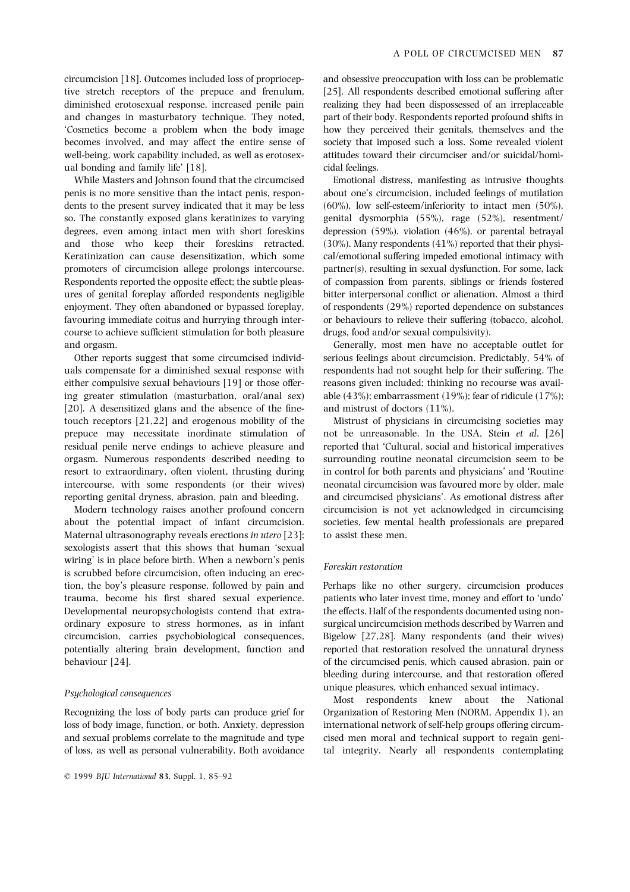circumcision [18]. Outcomes included loss of proprioceptive stretch receptors of the prepuce and frenulum, diminished erotosexual response, increased penile pain and changes in masturbatory technique. They noted, 'Cosmetics become a problem when the body image becomes involved, and may affect the entire sense of well-being, work capability included, as well as erotosexual bonding and family life' [18].

While Masters and Johnson found that the circumcised penis is no more sensitive than the intact penis, respondents to the present survey indicated that it may be less so. The constantly exposed glans keratinizes to varying degrees, even among intact men with short foreskins and those who keep their foreskins retracted. Keratinization can cause desensitization, which some promoters of circumcision allege prolongs intercourse. Respondents reported the opposite effect; the subtle pleasures of genital foreplay afforded respondents negligible enjoyment. They often abandoned or bypassed foreplay, favouring immediate coitus and hurrying through intercourse to achieve sufficient stimulation for both pleasure and orgasm.

Other reports suggest that some circumcised individuals compensate for a diminished sexual response with either compulsive sexual behaviours [19] or those offering greater stimulation (masturbation, oral/anal sex) [20]. A desensitized glans and the absence of the fine-touch receptors [21,22] and erogenous mobility of the prepuce may necessitate inordinate stimulation of residual penile nerve endings to achieve pleasure and orgasm. Numerous respondents described needing to resort to extraordinary, often violent, thrusting during intercourse, with some respondents (or their wives) reporting genital dryness, abrasion, pain and bleeding.

Modern technology raises another profound concern about the potential impact of infant circumcision. Maternal ultrasonography reveals erections *in utero* [23]; sexologists assert that this shows that human 'sexual wiring' is in place before birth. When a newborn's penis is scrubbed before circumcision, often inducing an erection, the boy's pleasure response, followed by pain and trauma, become his first shared sexual experience. Developmental neuropsychologists contend that extraordinary exposure to stress hormones, as in infant circumcision, carries psychobiological consequences, potentially altering brain development, function and behaviour [24].

### *Psychological consequences*

Recognizing the loss of body parts can produce grief for loss of body image, function, or both. Anxiety, depression and sexual problems correlate to the magnitude and type of loss, as well as personal vulnerability. Both avoidance and obsessive preoccupation with loss can be problematic [25]. All respondents described emotional suffering after realizing they had been dispossessed of an irreplaceable part of their body. Respondents reported profound shifts in how they perceived their genitals, themselves and the society that imposed such a loss. Some revealed violent attitudes toward their circumciser and/or suicidal/homicidal feelings.

Emotional distress, manifesting as intrusive thoughts about one's circumcision, included feelings of mutilation (60%), low self-esteem/inferiority to intact men (50%), genital dysmorphia (55%), rage (52%), resentment/depression (59%), violation (46%), or parental betrayal (30%). Many respondents (41%) reported that their physical/emotional suffering impeded emotional intimacy with partner(s), resulting in sexual dysfunction. For some, lack of compassion from parents, siblings or friends fostered bitter interpersonal conflict or alienation. Almost a third of respondents (29%) reported dependence on substances or behaviours to relieve their suffering (tobacco, alcohol, drugs, food and/or sexual compulsivity).

Generally, most men have no acceptable outlet for serious feelings about circumcision. Predictably, 54% of respondents had not sought help for their suffering. The reasons given included; thinking no recourse was available (43%); embarrassment (19%); fear of ridicule (17%); and mistrust of doctors (11%).

Mistrust of physicians in circumcising societies may not be unreasonable. In the USA, Stein *et al.* [26] reported that 'Cultural, social and historical imperatives surrounding routine neonatal circumcision seem to be in control for both parents and physicians' and 'Routine neonatal circumcision was favoured more by older, male and circumcised physicians'. As emotional distress after circumcision is not yet acknowledged in circumcising societies, few mental health professionals are prepared to assist these men.

### *Foreskin restoration*

Perhaps like no other surgery, circumcision produces patients who later invest time, money and effort to 'undo' the effects. Half of the respondents documented using non-surgical uncircumcision methods described by Warren and Bigelow [27,28]. Many respondents (and their wives) reported that restoration resolved the unnatural dryness of the circumcised penis, which caused abrasion, pain or bleeding during intercourse, and that restoration offered unique pleasures, which enhanced sexual intimacy.

Most respondents knew about the National Organization of Restoring Men (NORM, Appendix 1), an international network of self-help groups offering circumcised men moral and technical support to regain genital integrity. Nearly all respondents contemplating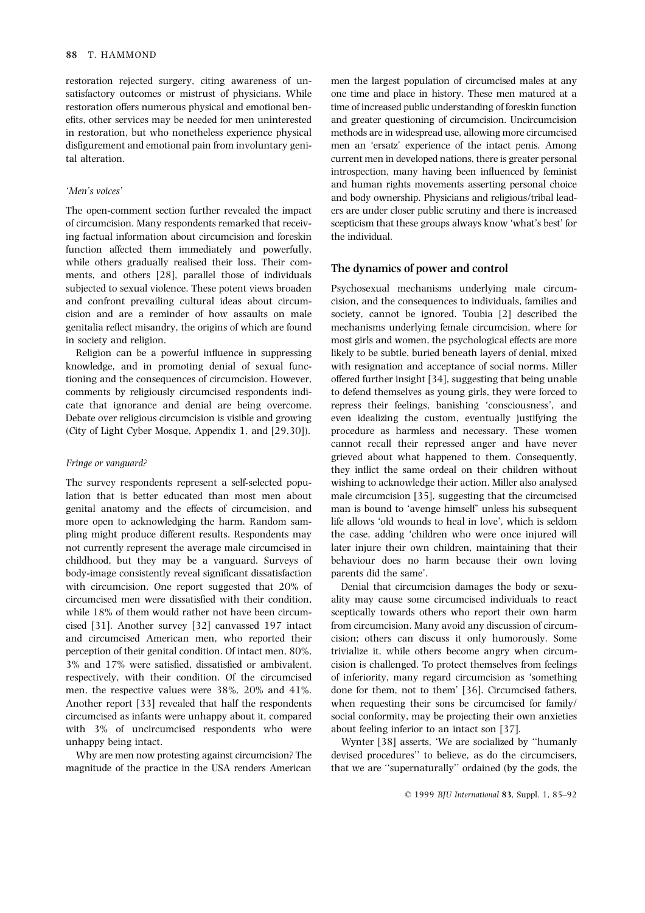restoration rejected surgery, citing awareness of unsatisfactory outcomes or mistrust of physicians. While restoration offers numerous physical and emotional benefits, other services may be needed for men uninterested in restoration, but who nonetheless experience physical disfigurement and emotional pain from involuntary genital alteration.

### *'Men's voices'*

The open-comment section further revealed the impact of circumcision. Many respondents remarked that receiving factual information about circumcision and foreskin function affected them immediately and powerfully, while others gradually realised their loss. Their comments, and others [28], parallel those of individuals subjected to sexual violence. These potent views broaden and confront prevailing cultural ideas about circumcision and are a reminder of how assaults on male genitalia reflect misandry, the origins of which are found in society and religion.

Religion can be a powerful influence in suppressing knowledge, and in promoting denial of sexual functioning and the consequences of circumcision. However, comments by religiously circumcised respondents indicate that ignorance and denial are being overcome. Debate over religious circumcision is visible and growing (City of Light Cyber Mosque, Appendix 1, and [29,30]).

### *Fringe or vanguard?*

The survey respondents represent a self-selected population that is better educated than most men about genital anatomy and the effects of circumcision, and more open to acknowledging the harm. Random sampling might produce different results. Respondents may not currently represent the average male circumcised in childhood, but they may be a vanguard. Surveys of body-image consistently reveal significant dissatisfaction with circumcision. One report suggested that 20% of circumcised men were dissatisfied with their condition, while 18% of them would rather not have been circumcised [31]. Another survey [32] canvassed 197 intact and circumcised American men, who reported their perception of their genital condition. Of intact men, 80%, 3% and 17% were satisfied, dissatisfied or ambivalent, respectively, with their condition. Of the circumcised men, the respective values were 38%, 20% and 41%. Another report [33] revealed that half the respondents circumcised as infants were unhappy about it, compared with 3% of uncircumcised respondents who were unhappy being intact.

Why are men now protesting against circumcision? The magnitude of the practice in the USA renders American men the largest population of circumcised males at any one time and place in history. These men matured at a time of increased public understanding of foreskin function and greater questioning of circumcision. Uncircumcision methods are in widespread use, allowing more circumcised men an 'ersatz' experience of the intact penis. Among current men in developed nations, there is greater personal introspection, many having been influenced by feminist and human rights movements asserting personal choice and body ownership. Physicians and religious/tribal leaders are under closer public scrutiny and there is increased scepticism that these groups always know 'what's best' for the individual.

## The dynamics of power and control

Psychosexual mechanisms underlying male circumcision, and the consequences to individuals, families and society, cannot be ignored. Toubia [2] described the mechanisms underlying female circumcision, where for most girls and women, the psychological effects are more likely to be subtle, buried beneath layers of denial, mixed with resignation and acceptance of social norms. Miller offered further insight [34], suggesting that being unable to defend themselves as young girls, they were forced to repress their feelings, banishing 'consciousness', and even idealizing the custom, eventually justifying the procedure as harmless and necessary. These women cannot recall their repressed anger and have never grieved about what happened to them. Consequently, they inflict the same ordeal on their children without wishing to acknowledge their action. Miller also analysed male circumcision [35], suggesting that the circumcised man is bound to 'avenge himself' unless his subsequent life allows 'old wounds to heal in love', which is seldom the case, adding 'children who were once injured will later injure their own children, maintaining that their behaviour does no harm because their own loving parents did the same'.

Denial that circumcision damages the body or sexuality may cause some circumcised individuals to react sceptically towards others who report their own harm from circumcision. Many avoid any discussion of circumcision; others can discuss it only humorously. Some trivialize it, while others become angry when circumcision is challenged. To protect themselves from feelings of inferiority, many regard circumcision as 'something done for them, not to them' [36]. Circumcised fathers, when requesting their sons be circumcised for family/social conformity, may be projecting their own anxieties about feeling inferior to an intact son [37].

Wynter [38] asserts, 'We are socialized by "humanly devised procedures" to believe, as do the circumcisers, that we are "supernaturally" ordained (by the gods, the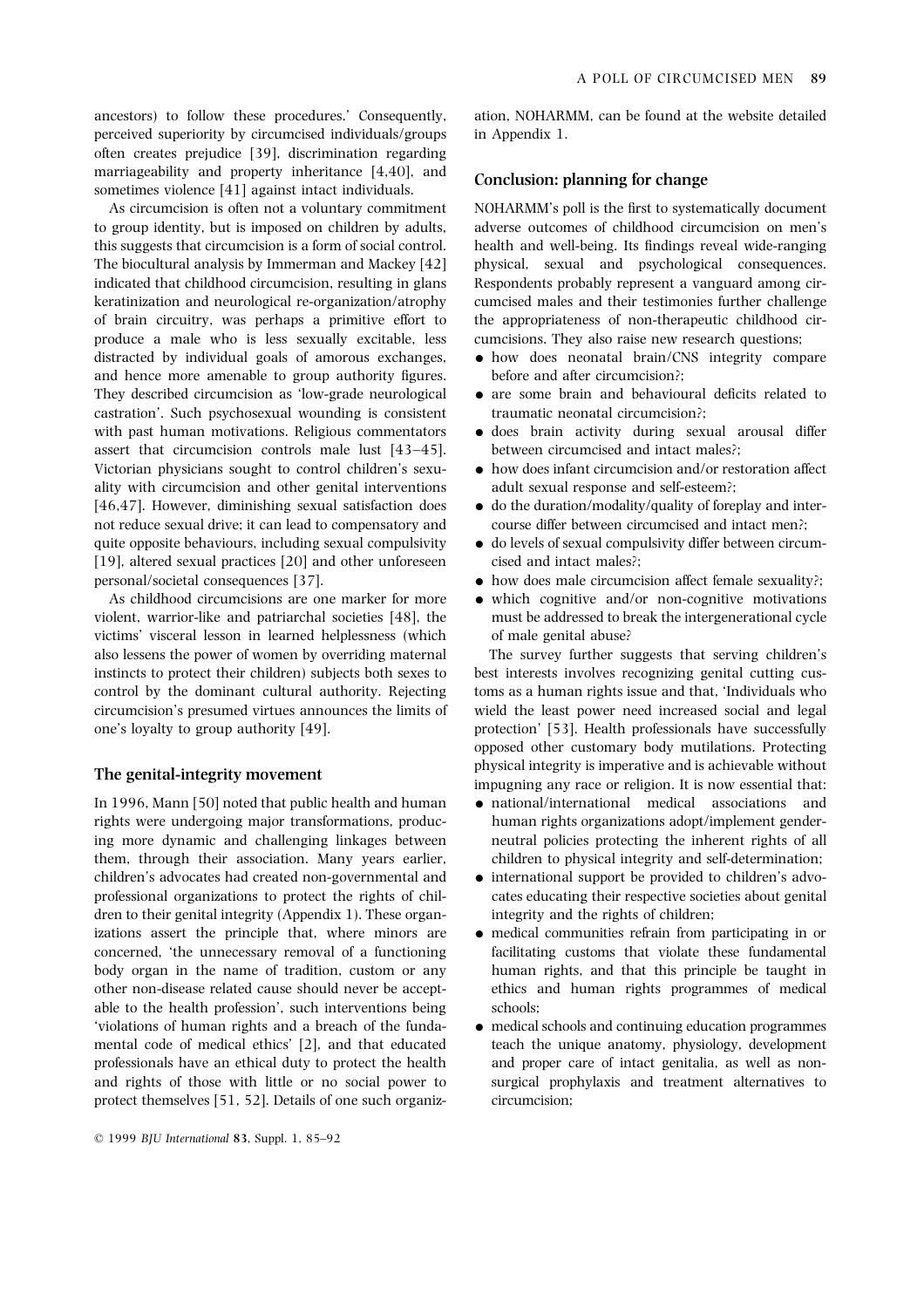ancestors) to follow these procedures.' Consequently, perceived superiority by circumcised individuals/groups often creates prejudice [39], discrimination regarding marriageability and property inheritance [4,40], and sometimes violence [41] against intact individuals.

As circumcision is often not a voluntary commitment to group identity, but is imposed on children by adults, this suggests that circumcision is a form of social control. The biocultural analysis by Immerman and Mackey [42] indicated that childhood circumcision, resulting in glans keratinization and neurological re-organization/atrophy of brain circuitry, was perhaps a primitive effort to produce a male who is less sexually excitable, less distracted by individual goals of amorous exchanges, and hence more amenable to group authority figures. They described circumcision as 'low-grade neurological castration'. Such psychosexual wounding is consistent with past human motivations. Religious commentators assert that circumcision controls male lust [43–45]. Victorian physicians sought to control children's sexuality with circumcision and other genital interventions [46,47]. However, diminishing sexual satisfaction does not reduce sexual drive; it can lead to compensatory and quite opposite behaviours, including sexual compulsivity [19], altered sexual practices [20] and other unforeseen personal/societal consequences [37].

As childhood circumcisions are one marker for more violent, warrior-like and patriarchal societies [48], the victims' visceral lesson in learned helplessness (which also lessens the power of women by overriding maternal instincts to protect their children) subjects both sexes to control by the dominant cultural authority. Rejecting circumcision's presumed virtues announces the limits of one's loyalty to group authority [49].

## The genital-integrity movement

In 1996, Mann [50] noted that public health and human rights were undergoing major transformations, producing more dynamic and challenging linkages between them, through their association. Many years earlier, children's advocates had created non-governmental and professional organizations to protect the rights of children to their genital integrity (Appendix 1). These organizations assert the principle that, where minors are concerned, 'the unnecessary removal of a functioning body organ in the name of tradition, custom or any other non-disease related cause should never be acceptable to the health profession', such interventions being 'violations of human rights and a breach of the fundamental code of medical ethics' [2], and that educated professionals have an ethical duty to protect the health and rights of those with little or no social power to protect themselves [51, 52]. Details of one such organization, NOHARMM, can be found at the website detailed in Appendix 1.

## Conclusion: planning for change

NOHARMM's poll is the first to systematically document adverse outcomes of childhood circumcision on men's health and well-being. Its findings reveal wide-ranging physical, sexual and psychological consequences. Respondents probably represent a vanguard among circumcised males and their testimonies further challenge the appropriateness of non-therapeutic childhood circumcisions. They also raise new research questions;

- how does neonatal brain/CNS integrity compare before and after circumcision?;
- are some brain and behavioural deficits related to traumatic neonatal circumcision?;
- does brain activity during sexual arousal differ between circumcised and intact males?;
- how does infant circumcision and/or restoration affect adult sexual response and self-esteem?;
- do the duration/modality/quality of foreplay and intercourse differ between circumcised and intact men?;
- do levels of sexual compulsivity differ between circumcised and intact males?;
- how does male circumcision affect female sexuality?;
- which cognitive and/or non-cognitive motivations must be addressed to break the intergenerational cycle of male genital abuse?

The survey further suggests that serving children's best interests involves recognizing genital cutting customs as a human rights issue and that, 'Individuals who wield the least power need increased social and legal protection' [53]. Health professionals have successfully opposed other customary body mutilations. Protecting physical integrity is imperative and is achievable without impugning any race or religion. It is now essential that:

- national/international medical associations and human rights organizations adopt/implement gender-neutral policies protecting the inherent rights of all children to physical integrity and self-determination;
- international support be provided to children's advocates educating their respective societies about genital integrity and the rights of children;
- medical communities refrain from participating in or facilitating customs that violate these fundamental human rights, and that this principle be taught in ethics and human rights programmes of medical schools;
- medical schools and continuing education programmes teach the unique anatomy, physiology, development and proper care of intact genitalia, as well as non-surgical prophylaxis and treatment alternatives to circumcision;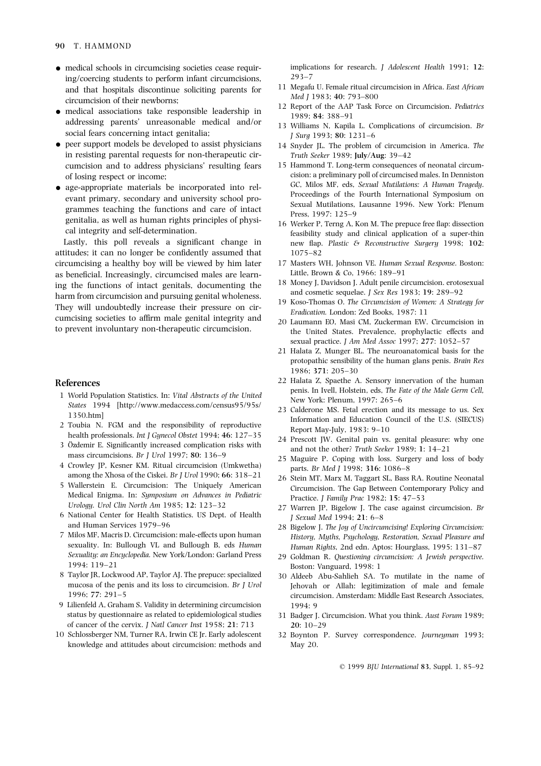- medical schools in circumcising societies cease requiring/coercing students to perform infant circumcisions, and that hospitals discontinue soliciting parents for circumcision of their newborns;
- medical associations take responsible leadership in addressing parents' unreasonable medical and/or social fears concerning intact genitalia;
- peer support models be developed to assist physicians in resisting parental requests for non-therapeutic circumcision and to address physicians' resulting fears of losing respect or income;
- age-appropriate materials be incorporated into relevant primary, secondary and university school programmes teaching the functions and care of intact genitalia, as well as human rights principles of physical integrity and self-determination.

Lastly, this poll reveals a significant change in attitudes; it can no longer be confidently assumed that circumcising a healthy boy will be viewed by him later as beneficial. Increasingly, circumcised males are learning the functions of intact genitals, documenting the harm from circumcision and pursuing genital wholeness. They will undoubtedly increase their pressure on circumcising societies to affirm male genital integrity and to prevent involuntary non-therapeutic circumcision.

## References

1 World Population Statistics. In: *Vital Abstracts of the United States* 1994 [http://www.medaccess.com/census95/95s/1350.htm]

2 Toubia N. FGM and the responsibility of reproductive health professionals. *Int J Gynecol Obstet* 1994; **46**: 127–35

3 Özdemir E. Significantly increased complication risks with mass circumcisions. *Br J Urol* 1997; **80**: 136–9

4 Crowley JP, Kesner KM. Ritual circumcision (Umkwetha) among the Xhosa of the Ciskei. *Br J Urol* 1990; **66**: 318–21

5 Wallerstein E. Circumcision: The Uniquely American Medical Enigma. In: *Symposium on Advances in Pediatric Urology. Urol Clin North Am* 1985; **12**: 123–32

6 National Center for Health Statistics. US Dept. of Health and Human Services 1979–96

7 Milos MF, Macris D. Circumcision: male-effects upon human sexuality. In: Bullough VL and Bullough B, eds *Human Sexuality: an Encyclopedia.* New York/London: Garland Press 1994: 119–21

8 Taylor JR, Lockwood AP, Taylor AJ. The prepuce: specialized mucosa of the penis and its loss to circumcision. *Br J Urol* 1996; **77**: 291–5

9 Lilienfeld A, Graham S. Validity in determining circumcision status by questionnaire as related to epidemiological studies of cancer of the cervix. *J Natl Cancer Inst* 1958; **21**: 713

10 Schlossberger NM, Turner RA, Irwin CE Jr. Early adolescent knowledge and attitudes about circumcision: methods and implications for research. *J Adolesct Health* 1991; **12**: 293–7

11 Megafu U. Female ritual circumcision in Africa. *East African Med J* 1983; **40**: 793–800

12 Report of the AAP Task Force on Circumcision. *Pediatrics* 1989; **84**: 388–91

13 Williams N, Kapila L. Complications of circumcision. *Br J Surg* 1993; **80**: 1231–6

14 Snyder JL. The problem of circumcision in America. *The Truth Seeker* 1989; **July/Aug**: 39–42

15 Hammond T. Long-term consequences of neonatal circumcision: a preliminary poll of circumcised males. In Denniston GC, Milos MF, eds, *Sexual Mutilations: A Human Tragedy*. Proceedings of the Fourth International Symposium on Sexual Mutilations, Lausanne 1996. New York: Plenum Press, 1997: 125–9

16 Werker P, Terng A, Kon M. The prepuce free flap: dissection feasibility study and clinical application of a super-thin new flap. *Plastic & Reconstructive Surgery* 1998; **102**: 1075–82

17 Masters WH, Johnson VE. *Human Sexual Response.* Boston: Little, Brown & Co, 1966: 189–91

18 Money J, Davidson J. Adult penile circumcision. erotosexual and cosmetic sequelae. *J Sex Res* 1983; **19**: 289–92

19 Koso-Thomas O. *The Circumcision of Women: A Strategy for Eradication.* London: Zed Books, 1987: 11

20 Laumann EO, Masi CM, Zuckerman EW. Circumcision in the United States. Prevalence, prophylactic effects and sexual practice. *J Am Med Assoc* 1997; **277**: 1052–57

21 Halata Z, Munger BL. The neuroanatomical basis for the protopathic sensibility of the human glans penis. *Brain Res* 1986; **371**: 205–30

22 Halata Z, Spaethe A. Sensory innervation of the human penis. In Ivell, Holstein, eds, *The Fate of the Male Germ Cell,* New York: Plenum, 1997: 265–6

23 Calderone MS. Fetal erection and its message to us. Sex Information and Education Council of the U.S. (SIECUS) Report May-July, 1983: 9–10

24 Prescott JW. Genital pain vs. genital pleasure: why one and not the other? *Truth Seeker* 1989; **1**: 14–21

25 Maguire P. Coping with loss. Surgery and loss of body parts. *Br Med J* 1998; **316**: 1086–8

26 Stein MT, Marx M, Taggart SL, Bass RA. Routine Neonatal Circumcision. The Gap Between Contemporary Policy and Practice. *J Family Prac* 1982; **15**: 47–53

27 Warren JP, Bigelow J. The case against circumcision. *Br J Sexual Med* 1994; **21**: 6–8

28 Bigelow J. *The Joy of Uncircumcising! Exploring Circumcision: History, Myths, Psychology, Restoration, Sexual Pleasure and Human Rights,* 2nd edn. Aptos: Hourglass, 1995: 131–87

29 Goldman R. *Questioning circumcision: A Jewish perspective.* Boston: Vanguard, 1998: 1

30 Aldeeb Abu-Sahlieh SA. To mutilate in the name of Jehovah or Allah: legitimization of male and female circumcision. Amsterdam: Middle East Research Associates, 1994: 9

31 Badger J. Circumcision. What you think. *Aust Forum* 1989; **20**: 10–29

32 Boynton P. Survey correspondence. *Journeyman* 1993; May 20.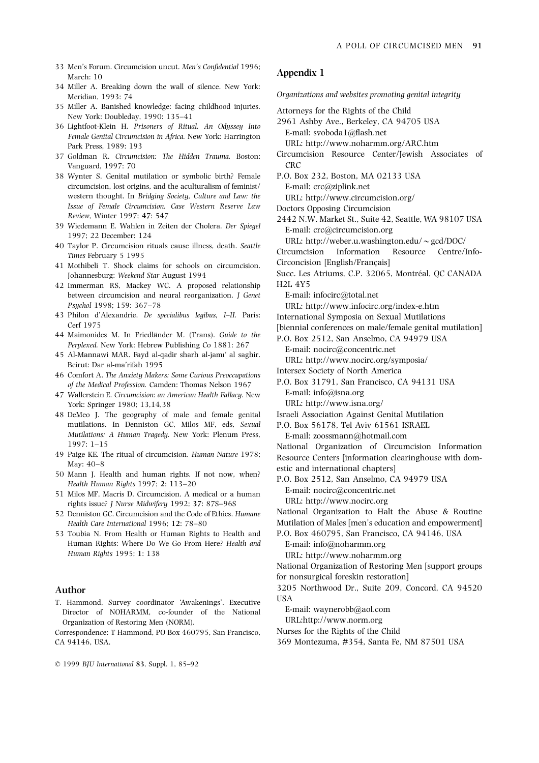33 Men's Forum. Circumcision uncut. *Men's Confidential* 1996; March: 10
34 Miller A. Breaking down the wall of silence. New York: Meridian, 1993: 74
35 Miller A. Banished knowledge: facing childhood injuries. New York: Doubleday, 1990: 135–41
36 Lightfoot-Klein H. *Prisoners of Ritual. An Odyssey Into Female Genital Circumcision in Africa.* New York: Harrington Park Press, 1989: 193
37 Goldman R. *Circumcision: The Hidden Trauma.* Boston: Vanguard, 1997: 70
38 Wynter S. Genital mutilation or symbolic birth? Female circumcision, lost origins, and the aculturalism of feminist/western thought. In *Bridging Society, Culture and Law: the Issue of Female Circumcision. Case Western Reserve Law Review,* Winter 1997; **47**: 547
39 Wiedemann E. Wahlen in Zeiten der Cholera. *Der Spiegel* 1997; 22 December: 124
40 Taylor P. Circumcision rituals cause illness, death. *Seattle Times* February 5 1995
41 Mothibeli T. Shock claims for schools on circumcision. Johannesburg: *Weekend Star* August 1994
42 Immerman RS, Mackey WC. A proposed relationship between circumcision and neural reorganization. *J Genet Psychol* 1998; 159: 367–78
43 Philon d'Alexandrie. *De specialibus legibus, I–II.* Paris: Cerf 1975
44 Maimonides M. In Friedländer M. (Trans). *Guide to the Perplexed.* New York: Hebrew Publishing Co 1881: 267
45 Al-Mannawi MAR. Fayd al-qadir sharh al-jamı' al saghir. Beirut: Dar al-ma'rifah 1995
46 Comfort A. *The Anxiety Makers: Some Curious Preoccupations of the Medical Profession.* Camden: Thomas Nelson 1967
47 Wallerstein E. *Circumcision: an American Health Fallacy.* New York: Springer 1980; 13,14,38
48 DeMeo J. The geography of male and female genital mutilations. In Denniston GC, Milos MF, eds, *Sexual Mutilations: A Human Tragedy.* New York: Plenum Press, 1997: 1–15
49 Paige KE. The ritual of circumcision. *Human Nature* 1978; May: 40–8
50 Mann J. Health and human rights. If not now, when? *Health Human Rights* 1997; **2**: 113–20
51 Milos MF, Macris D. Circumcision. A medical or a human rights issue? *J Nurse Midwifery* 1992; **37**: 87S–96S
52 Denniston GC. Circumcision and the Code of Ethics. *Humane Health Care International* 1996; **12**: 78–80
53 Toubia N. From Health or Human Rights to Health and Human Rights: Where Do We Go From Here? *Health and Human Rights* 1995; **1**: 138

## Author

T. Hammond, Survey coordinator 'Awakenings'. Executive Director of NOHARMM, co-founder of the National Organization of Restoring Men (NORM).

Correspondence: T Hammond, PO Box 460795, San Francisco, CA 94146, USA.

© 1999 *BJU International* **83**, Suppl. 1, 85–92

## Appendix 1

*Organizations and websites promoting genital integrity*

Attorneys for the Rights of the Child
2961 Ashby Ave., Berkeley, CA 94705 USA
E-mail: svoboda1@flash.net
URL: http://www.noharmm.org/ARC.htm

Circumcision Resource Center/Jewish Associates of CRC
P.O. Box 232, Boston, MA 02133 USA
E-mail: crc@ziplink.net
URL: http://www.circumcision.org/

Doctors Opposing Circumcision
2442 N.W. Market St., Suite 42, Seattle, WA 98107 USA
E-mail: crc@circumcision.org
URL: http://weber.u.washington.edu/~gcd/DOC/

Circumcision Information Resource Centre/Info-Circoncision [English/Français]
Succ. Les Atriums, C.P. 32065, Montréal, QC CANADA H2L 4Y5
E-mail: infocirc@total.net
URL: http://www.infocirc.org/index-e.htm

International Symposia on Sexual Mutilations [biennial conferences on male/female genital mutilation]
P.O. Box 2512, San Anselmo, CA 94979 USA
E-mail: nocirc@concentric.net
URL: http://www.nocirc.org/symposia/

Intersex Society of North America
P.O. Box 31791, San Francisco, CA 94131 USA
E-mail: info@isna.org
URL: http://www.isna.org/

Israeli Association Against Genital Mutilation
P.O. Box 56178, Tel Aviv 61561 ISRAEL
E-mail: zoossmann@hotmail.com

National Organization of Circumcision Information Resource Centers [information clearinghouse with domestic and international chapters]
P.O. Box 2512, San Anselmo, CA 94979 USA
E-mail: nocirc@concentric.net
URL: http://www.nocirc.org

National Organization to Halt the Abuse & Routine Mutilation of Males [men's education and empowerment]
P.O. Box 460795, San Francisco, CA 94146, USA
E-mail: info@noharmm.org
URL: http://www.noharmm.org

National Organization of Restoring Men [support groups for nonsurgical foreskin restoration]
3205 Northwood Dr., Suite 209, Concord, CA 94520 USA
E-mail: waynerobb@aol.com
URL:http://www.norm.org

Nurses for the Rights of the Child
369 Montezuma, #354, Santa Fe, NM 87501 USA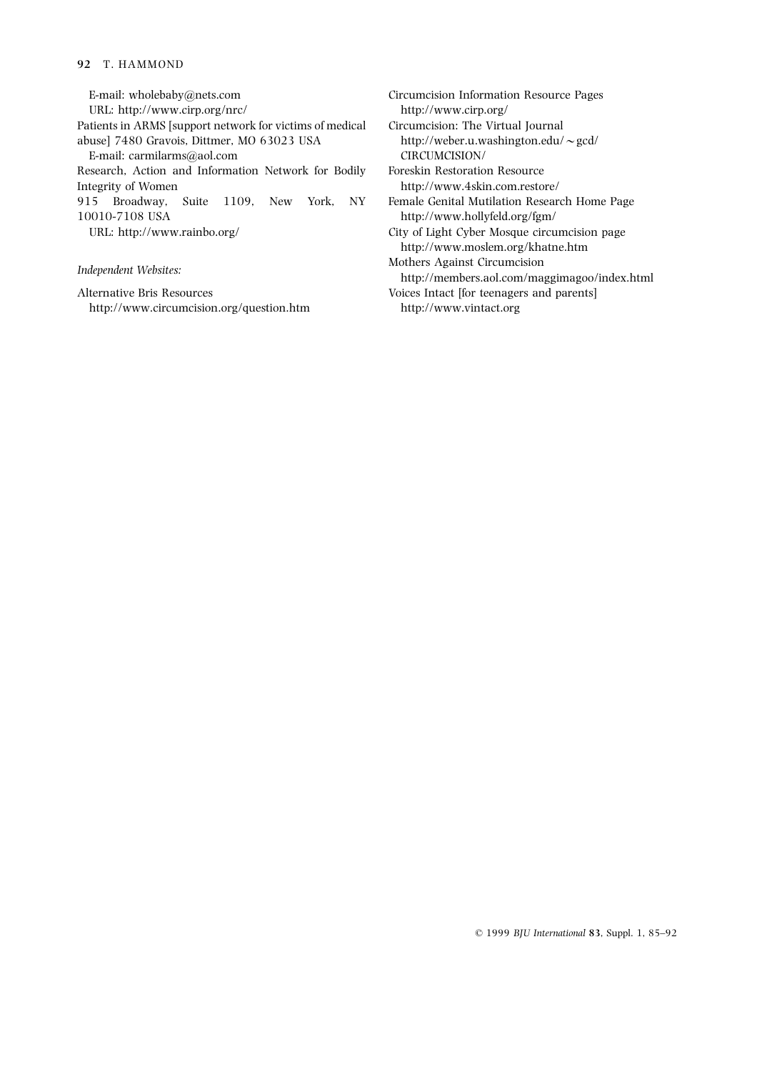E-mail: wholebaby@nets.com
URL: http://www.cirp.org/nrc/

Patients in ARMS [support network for victims of medical abuse] 7480 Gravois, Dittmer, MO 63023 USA
E-mail: carmilarms@aol.com

Research, Action and Information Network for Bodily Integrity of Women
915 Broadway, Suite 1109, New York, NY 10010-7108 USA
URL: http://www.rainbo.org/

*Independent Websites:*

Alternative Bris Resources
http://www.circumcision.org/question.htm

Circumcision Information Resource Pages
http://www.cirp.org/

Circumcision: The Virtual Journal
http://weber.u.washington.edu/~gcd/CIRCUMCISION/

Foreskin Restoration Resource
http://www.4skin.com.restore/

Female Genital Mutilation Research Home Page
http://www.hollyfeld.org/fgm/

City of Light Cyber Mosque circumcision page
http://www.moslem.org/khatne.htm

Mothers Against Circumcision
http://members.aol.com/maggimagoo/index.html

Voices Intact [for teenagers and parents]
http://www.vintact.org